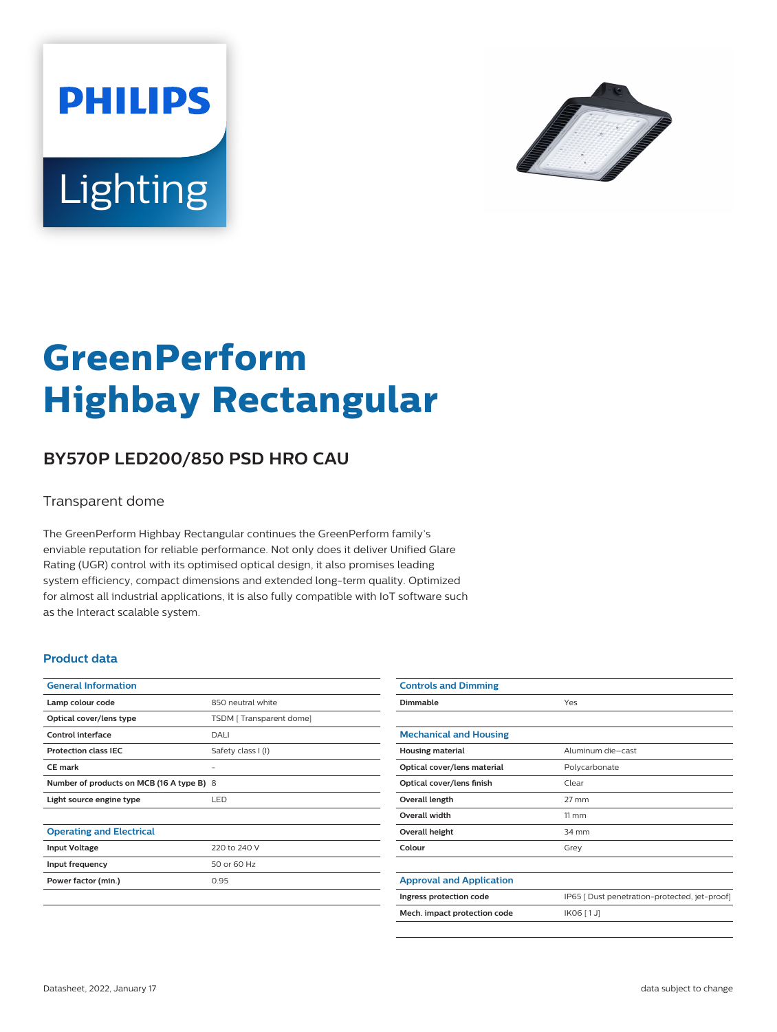PHILIPS

Lighting

# GreenPerform Highbay Rectangular

## BY570P LED200/850 PSD HRO CAU

Transparent dome

The GreenPerform Highbay Rectangular continues the GreenPerform family's enviable reputation for reliable performance. Not only does it deliver Unified Glare Rating (UGR) control with its optimised optical design, it also promises leading system efficiency, compact dimensions and extended long-term quality. Optimized for almost all industrial applications, it is also fully compatible with IoT software such as the Interact scalable system.

### Product data

| General Information | |
|---|---|
| Lamp colour code | 850 neutral white |
| Optical cover/lens type | TSDM [ Transparent dome] |
| Control interface | DALI |
| Protection class IEC | Safety class I (I) |
| CE mark | - |
| Number of products on MCB (16 A type B) | 8 |
| Light source engine type | LED |

| Operating and Electrical | |
|---|---|
| Input Voltage | 220 to 240 V |
| Input frequency | 50 or 60 Hz |
| Power factor (min.) | 0.95 |

| Controls and Dimming | |
|---|---|
| Dimmable | Yes |

| Mechanical and Housing | |
|---|---|
| Housing material | Aluminum die-cast |
| Optical cover/lens material | Polycarbonate |
| Optical cover/lens finish | Clear |
| Overall length | 27 mm |
| Overall width | 11 mm |
| Overall height | 34 mm |
| Colour | Grey |

| Approval and Application | |
|---|---|
| Ingress protection code | IP65 [ Dust penetration-protected, jet-proof] |
| Mech. impact protection code | IK06 [ 1 J] |

Datasheet, 2022, January 17 data subject to change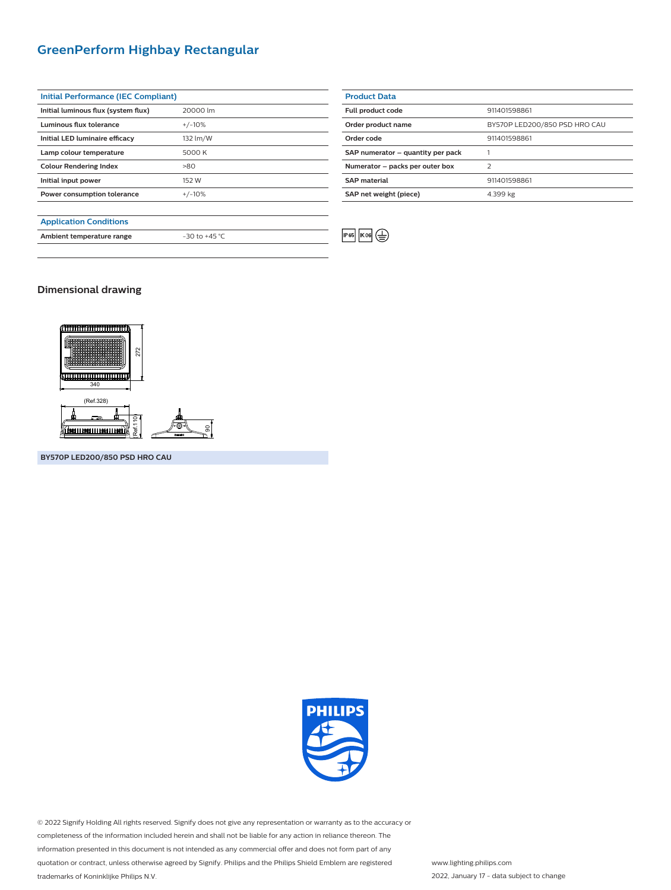# GreenPerform Highbay Rectangular

| Initial Performance (IEC Compliant) | |
|---|---|
| Initial luminous flux (system flux) | 20000 lm |
| Luminous flux tolerance | +/-10% |
| Initial LED luminaire efficacy | 132 lm/W |
| Lamp colour temperature | 5000 K |
| Colour Rendering Index | >80 |
| Initial input power | 152 W |
| Power consumption tolerance | +/-10% |

| Application Conditions | |
|---|---|
| Ambient temperature range | -30 to +45 °C |

| Product Data | |
|---|---|
| Full product code | 911401598861 |
| Order product name | BY570P LED200/850 PSD HRO CAU |
| Order code | 911401598861 |
| SAP numerator – quantity per pack | 1 |
| Numerator – packs per outer box | 2 |
| SAP material | 911401598861 |
| SAP net weight (piece) | 4.399 kg |

IP65 IK06

## Dimensional drawing

272
340
(Ref.328)
Ref.110
90

BY570P LED200/850 PSD HRO CAU

© 2022 Signify Holding All rights reserved. Signify does not give any representation or warranty as to the accuracy or completeness of the information included herein and shall not be liable for any action in reliance thereon. The information presented in this document is not intended as any commercial offer and does not form part of any quotation or contract, unless otherwise agreed by Signify. Philips and the Philips Shield Emblem are registered trademarks of Koninklijke Philips N.V.

www.lighting.philips.com
2022, January 17 - data subject to change